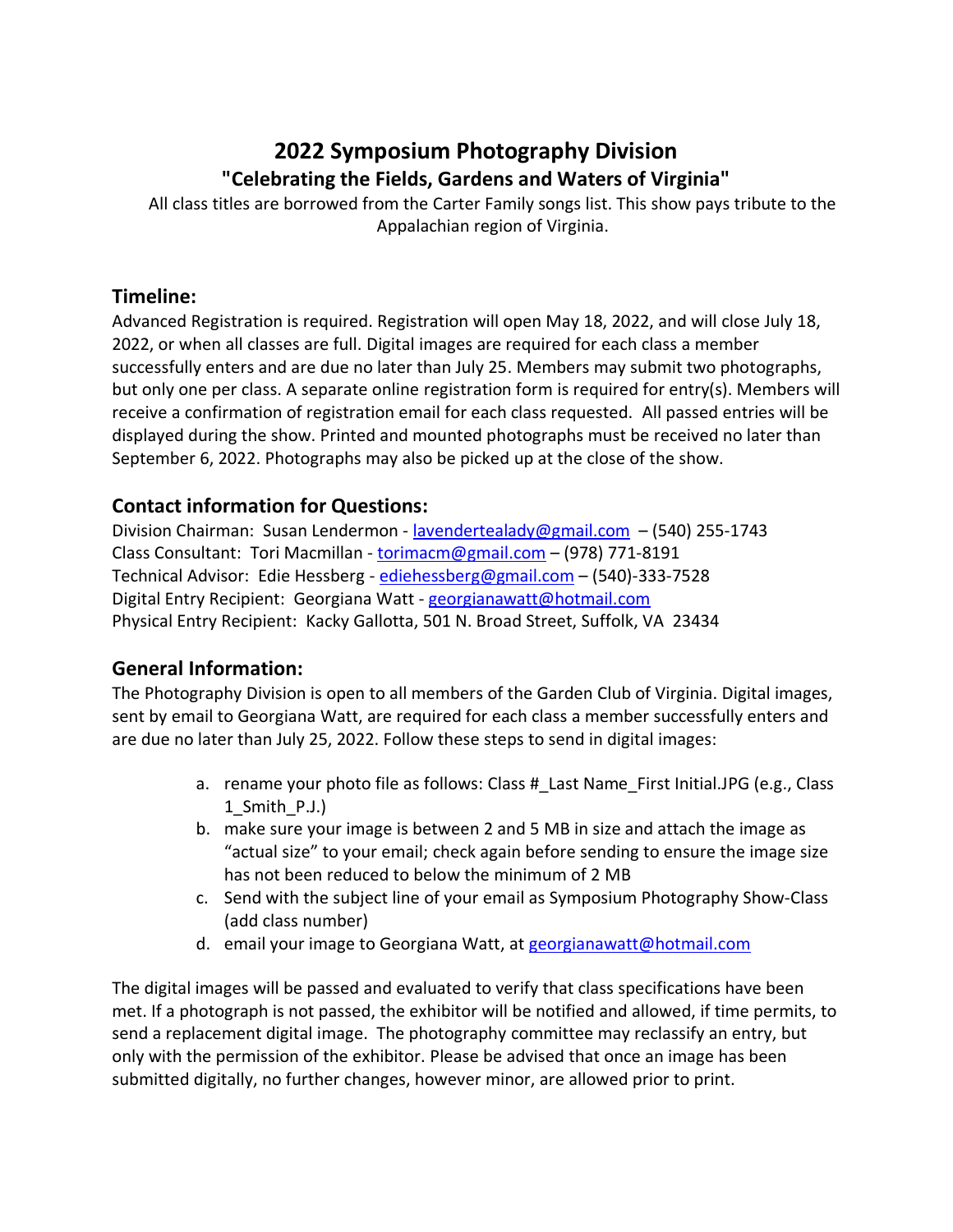# 2022 Symposium Photography Division

## "Celebrating the Fields, Gardens and Waters of Virginia"

All class titles are borrowed from the Carter Family songs list. This show pays tribute to the Appalachian region of Virginia.

## Timeline:

Advanced Registration is required. Registration will open May 18, 2022, and will close July 18, 2022, or when all classes are full. Digital images are required for each class a member successfully enters and are due no later than July 25. Members may submit two photographs, but only one per class. A separate online registration form is required for entry(s). Members will receive a confirmation of registration email for each class requested. All passed entries will be displayed during the show. Printed and mounted photographs must be received no later than September 6, 2022. Photographs may also be picked up at the close of the show.

## Contact information for Questions:

Division Chairman: Susan Lendermon - lavendertealady@gmail.com – (540) 255-1743
Class Consultant: Tori Macmillan - torimacm@gmail.com – (978) 771-8191
Technical Advisor: Edie Hessberg - ediehessberg@gmail.com – (540)-333-7528
Digital Entry Recipient: Georgiana Watt - georgianawatt@hotmail.com
Physical Entry Recipient: Kacky Gallotta, 501 N. Broad Street, Suffolk, VA 23434

## General Information:

The Photography Division is open to all members of the Garden Club of Virginia. Digital images, sent by email to Georgiana Watt, are required for each class a member successfully enters and are due no later than July 25, 2022. Follow these steps to send in digital images:

a. rename your photo file as follows: Class #_Last Name_First Initial.JPG (e.g., Class 1_Smith_P.J.)
b. make sure your image is between 2 and 5 MB in size and attach the image as "actual size" to your email; check again before sending to ensure the image size has not been reduced to below the minimum of 2 MB
c. Send with the subject line of your email as Symposium Photography Show-Class (add class number)
d. email your image to Georgiana Watt, at georgianawatt@hotmail.com

The digital images will be passed and evaluated to verify that class specifications have been met. If a photograph is not passed, the exhibitor will be notified and allowed, if time permits, to send a replacement digital image. The photography committee may reclassify an entry, but only with the permission of the exhibitor. Please be advised that once an image has been submitted digitally, no further changes, however minor, are allowed prior to print.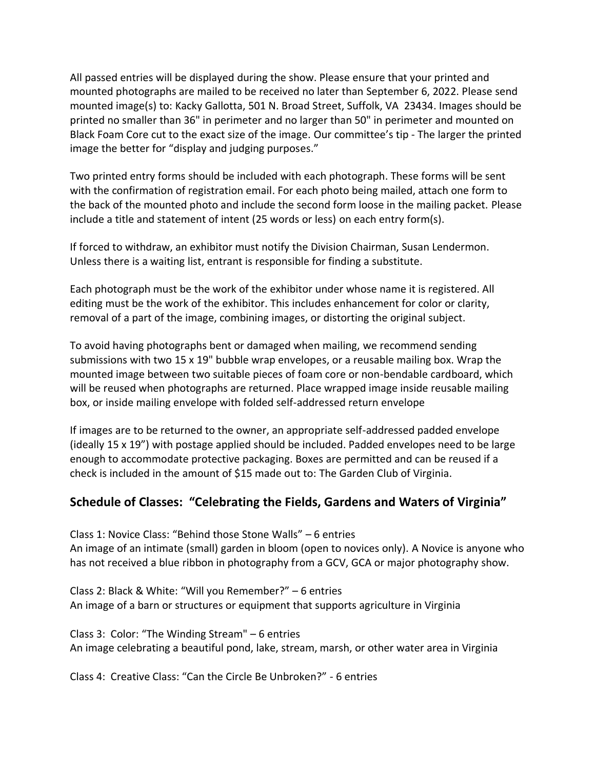All passed entries will be displayed during the show. Please ensure that your printed and mounted photographs are mailed to be received no later than September 6, 2022. Please send mounted image(s) to: Kacky Gallotta, 501 N. Broad Street, Suffolk, VA 23434. Images should be printed no smaller than 36" in perimeter and no larger than 50" in perimeter and mounted on Black Foam Core cut to the exact size of the image. Our committee's tip - The larger the printed image the better for "display and judging purposes."

Two printed entry forms should be included with each photograph. These forms will be sent with the confirmation of registration email. For each photo being mailed, attach one form to the back of the mounted photo and include the second form loose in the mailing packet. Please include a title and statement of intent (25 words or less) on each entry form(s).

If forced to withdraw, an exhibitor must notify the Division Chairman, Susan Lendermon. Unless there is a waiting list, entrant is responsible for finding a substitute.

Each photograph must be the work of the exhibitor under whose name it is registered. All editing must be the work of the exhibitor. This includes enhancement for color or clarity, removal of a part of the image, combining images, or distorting the original subject.

To avoid having photographs bent or damaged when mailing, we recommend sending submissions with two 15 x 19" bubble wrap envelopes, or a reusable mailing box. Wrap the mounted image between two suitable pieces of foam core or non-bendable cardboard, which will be reused when photographs are returned. Place wrapped image inside reusable mailing box, or inside mailing envelope with folded self-addressed return envelope

If images are to be returned to the owner, an appropriate self-addressed padded envelope (ideally 15 x 19") with postage applied should be included. Padded envelopes need to be large enough to accommodate protective packaging. Boxes are permitted and can be reused if a check is included in the amount of $15 made out to: The Garden Club of Virginia.

## Schedule of Classes: "Celebrating the Fields, Gardens and Waters of Virginia"

Class 1: Novice Class: "Behind those Stone Walls" – 6 entries
An image of an intimate (small) garden in bloom (open to novices only). A Novice is anyone who has not received a blue ribbon in photography from a GCV, GCA or major photography show.

Class 2: Black & White: "Will you Remember?" – 6 entries
An image of a barn or structures or equipment that supports agriculture in Virginia

Class 3: Color: "The Winding Stream" – 6 entries
An image celebrating a beautiful pond, lake, stream, marsh, or other water area in Virginia

Class 4: Creative Class: "Can the Circle Be Unbroken?" - 6 entries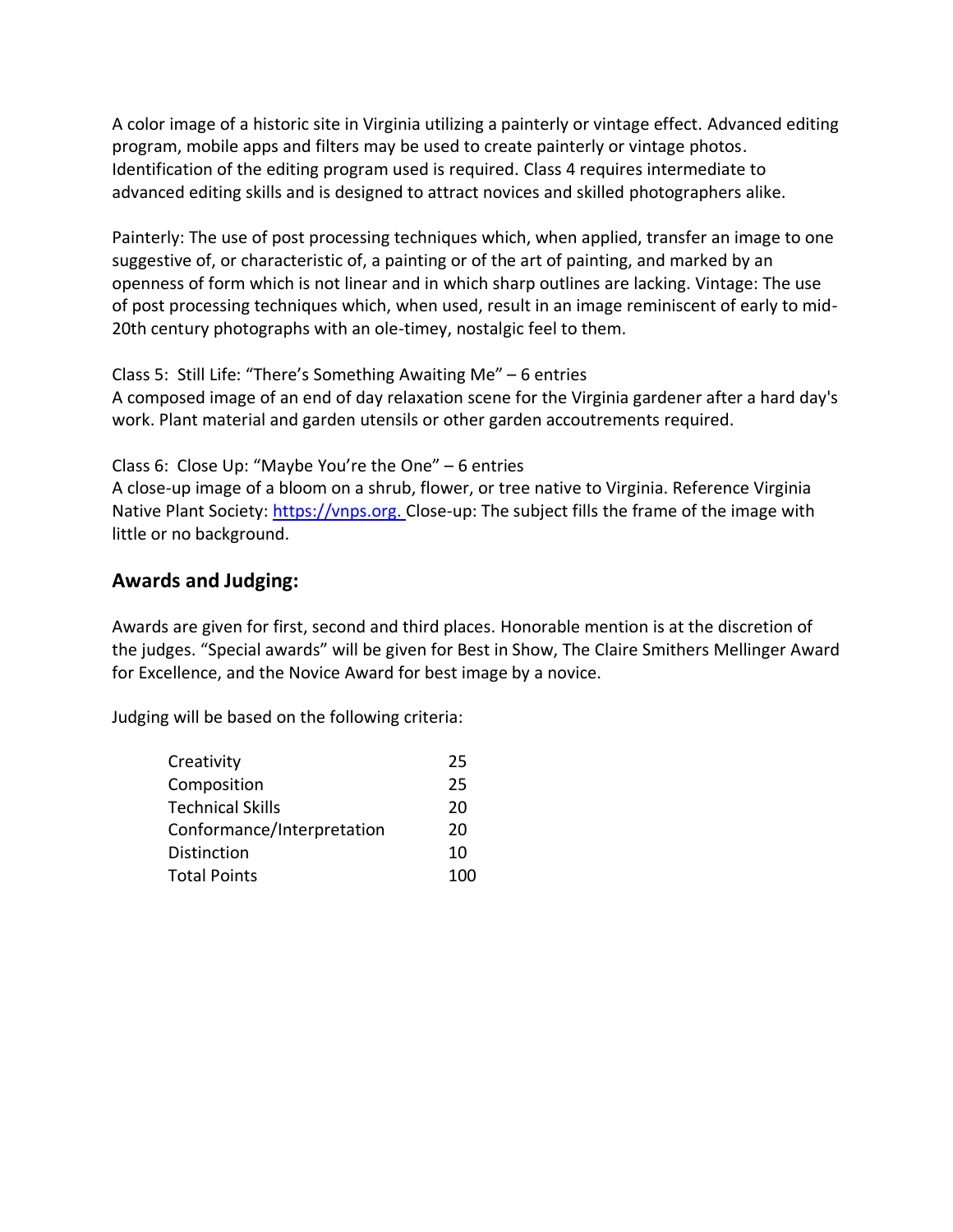A color image of a historic site in Virginia utilizing a painterly or vintage effect. Advanced editing program, mobile apps and filters may be used to create painterly or vintage photos. Identification of the editing program used is required. Class 4 requires intermediate to advanced editing skills and is designed to attract novices and skilled photographers alike.

Painterly: The use of post processing techniques which, when applied, transfer an image to one suggestive of, or characteristic of, a painting or of the art of painting, and marked by an openness of form which is not linear and in which sharp outlines are lacking. Vintage: The use of post processing techniques which, when used, result in an image reminiscent of early to mid-20th century photographs with an ole-timey, nostalgic feel to them.

Class 5: Still Life: "There's Something Awaiting Me" – 6 entries
A composed image of an end of day relaxation scene for the Virginia gardener after a hard day's work. Plant material and garden utensils or other garden accoutrements required.

Class 6: Close Up: "Maybe You're the One" – 6 entries
A close-up image of a bloom on a shrub, flower, or tree native to Virginia. Reference Virginia Native Plant Society: [https://vnps.org.](https://vnps.org) Close-up: The subject fills the frame of the image with little or no background.

## Awards and Judging:

Awards are given for first, second and third places. Honorable mention is at the discretion of the judges. "Special awards" will be given for Best in Show, The Claire Smithers Mellinger Award for Excellence, and the Novice Award for best image by a novice.

Judging will be based on the following criteria:

| | |
|---|---|
| Creativity | 25 |
| Composition | 25 |
| Technical Skills | 20 |
| Conformance/Interpretation | 20 |
| Distinction | 10 |
| Total Points | 100 |